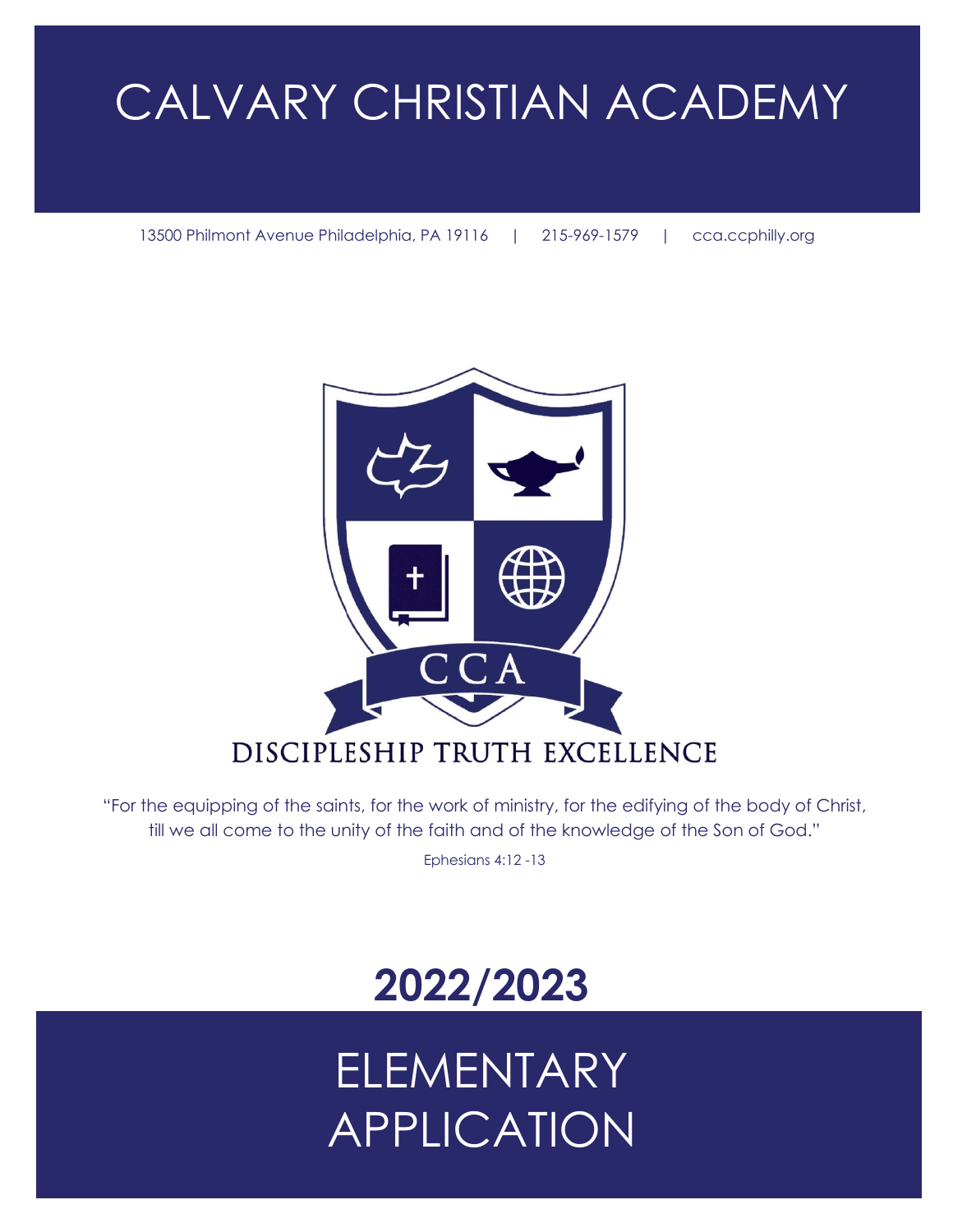# CALVARY CHRISTIAN ACADEMY

13500 Philmont Avenue Philadelphia, PA 19116 | 215-969-1579 | cca.ccphilly.org

CCA

DISCIPLESHIP TRUTH EXCELLENCE

"For the equipping of the saints, for the work of ministry, for the edifying of the body of Christ, till we all come to the unity of the faith and of the knowledge of the Son of God."

Ephesians 4:12 -13

## 2022/2023

# ELEMENTARY APPLICATION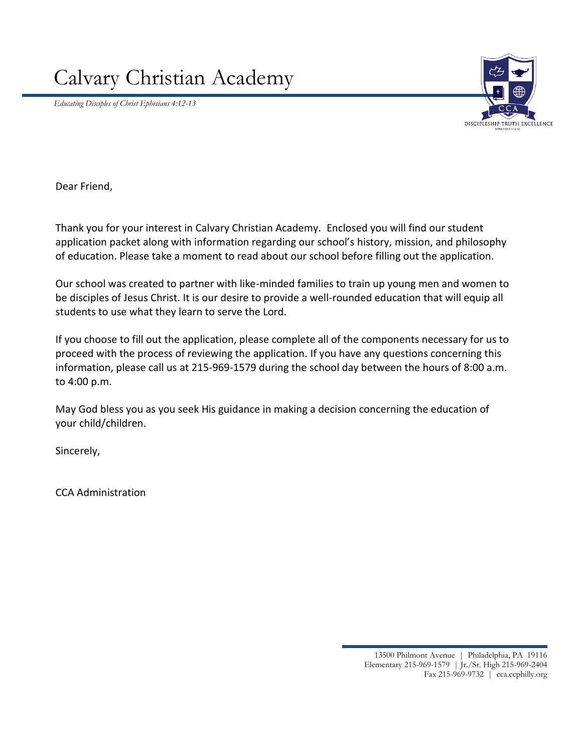# Calvary Christian Academy

*Educating Disciples of Christ Ephesians 4:12-13*

DISCIPLESHIP TRUTH EXCELLENCE

Dear Friend,

Thank you for your interest in Calvary Christian Academy. Enclosed you will find our student application packet along with information regarding our school's history, mission, and philosophy of education. Please take a moment to read about our school before filling out the application.

Our school was created to partner with like-minded families to train up young men and women to be disciples of Jesus Christ. It is our desire to provide a well-rounded education that will equip all students to use what they learn to serve the Lord.

If you choose to fill out the application, please complete all of the components necessary for us to proceed with the process of reviewing the application. If you have any questions concerning this information, please call us at 215-969-1579 during the school day between the hours of 8:00 a.m. to 4:00 p.m.

May God bless you as you seek His guidance in making a decision concerning the education of your child/children.

Sincerely,

CCA Administration

13500 Philmont Avenue | Philadelphia, PA 19116
Elementary 215-969-1579 | Jr./Sr. High 215-969-2404
Fax 215-969-9732 | cca.ccphilly.org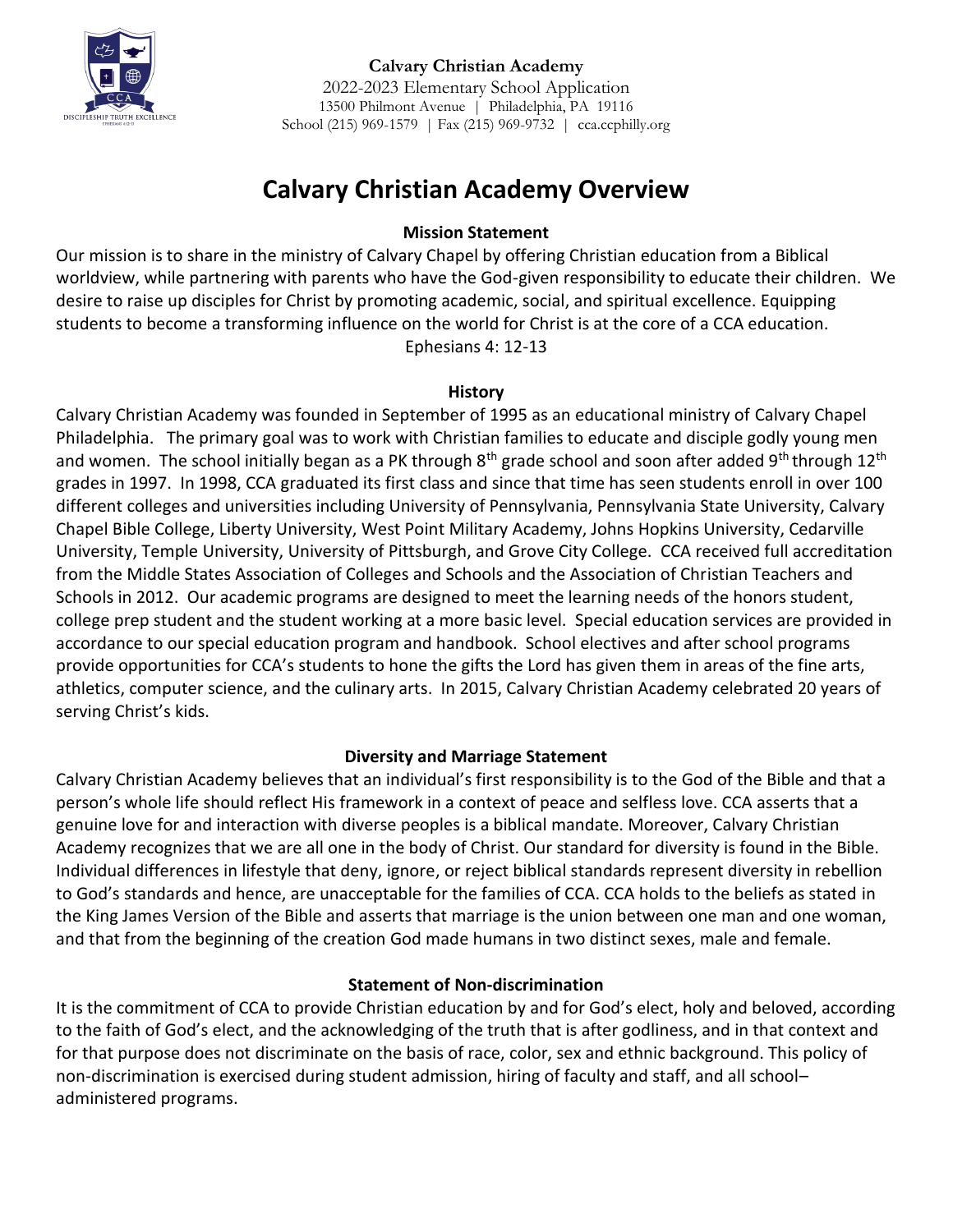# Calvary Christian Academy Overview

### Mission Statement

Our mission is to share in the ministry of Calvary Chapel by offering Christian education from a Biblical worldview, while partnering with parents who have the God-given responsibility to educate their children. We desire to raise up disciples for Christ by promoting academic, social, and spiritual excellence. Equipping students to become a transforming influence on the world for Christ is at the core of a CCA education.

Ephesians 4: 12-13

### History

Calvary Christian Academy was founded in September of 1995 as an educational ministry of Calvary Chapel Philadelphia. The primary goal was to work with Christian families to educate and disciple godly young men and women. The school initially began as a PK through 8th grade school and soon after added 9th through 12th grades in 1997. In 1998, CCA graduated its first class and since that time has seen students enroll in over 100 different colleges and universities including University of Pennsylvania, Pennsylvania State University, Calvary Chapel Bible College, Liberty University, West Point Military Academy, Johns Hopkins University, Cedarville University, Temple University, University of Pittsburgh, and Grove City College. CCA received full accreditation from the Middle States Association of Colleges and Schools and the Association of Christian Teachers and Schools in 2012. Our academic programs are designed to meet the learning needs of the honors student, college prep student and the student working at a more basic level. Special education services are provided in accordance to our special education program and handbook. School electives and after school programs provide opportunities for CCA's students to hone the gifts the Lord has given them in areas of the fine arts, athletics, computer science, and the culinary arts. In 2015, Calvary Christian Academy celebrated 20 years of serving Christ's kids.

### Diversity and Marriage Statement

Calvary Christian Academy believes that an individual's first responsibility is to the God of the Bible and that a person's whole life should reflect His framework in a context of peace and selfless love. CCA asserts that a genuine love for and interaction with diverse peoples is a biblical mandate. Moreover, Calvary Christian Academy recognizes that we are all one in the body of Christ. Our standard for diversity is found in the Bible. Individual differences in lifestyle that deny, ignore, or reject biblical standards represent diversity in rebellion to God's standards and hence, are unacceptable for the families of CCA. CCA holds to the beliefs as stated in the King James Version of the Bible and asserts that marriage is the union between one man and one woman, and that from the beginning of the creation God made humans in two distinct sexes, male and female.

### Statement of Non-discrimination

It is the commitment of CCA to provide Christian education by and for God's elect, holy and beloved, according to the faith of God's elect, and the acknowledging of the truth that is after godliness, and in that context and for that purpose does not discriminate on the basis of race, color, sex and ethnic background. This policy of non-discrimination is exercised during student admission, hiring of faculty and staff, and all school–administered programs.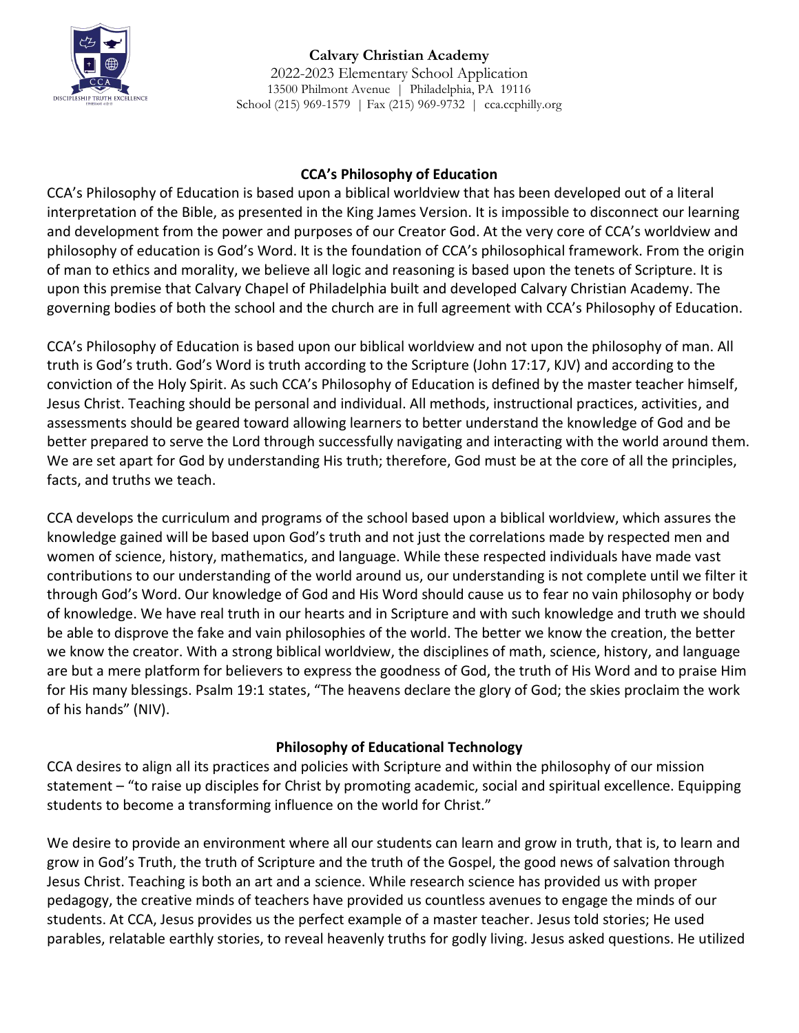## CCA's Philosophy of Education

CCA's Philosophy of Education is based upon a biblical worldview that has been developed out of a literal interpretation of the Bible, as presented in the King James Version. It is impossible to disconnect our learning and development from the power and purposes of our Creator God. At the very core of CCA's worldview and philosophy of education is God's Word. It is the foundation of CCA's philosophical framework. From the origin of man to ethics and morality, we believe all logic and reasoning is based upon the tenets of Scripture. It is upon this premise that Calvary Chapel of Philadelphia built and developed Calvary Christian Academy. The governing bodies of both the school and the church are in full agreement with CCA's Philosophy of Education.

CCA's Philosophy of Education is based upon our biblical worldview and not upon the philosophy of man. All truth is God's truth. God's Word is truth according to the Scripture (John 17:17, KJV) and according to the conviction of the Holy Spirit. As such CCA's Philosophy of Education is defined by the master teacher himself, Jesus Christ. Teaching should be personal and individual. All methods, instructional practices, activities, and assessments should be geared toward allowing learners to better understand the knowledge of God and be better prepared to serve the Lord through successfully navigating and interacting with the world around them. We are set apart for God by understanding His truth; therefore, God must be at the core of all the principles, facts, and truths we teach.

CCA develops the curriculum and programs of the school based upon a biblical worldview, which assures the knowledge gained will be based upon God's truth and not just the correlations made by respected men and women of science, history, mathematics, and language. While these respected individuals have made vast contributions to our understanding of the world around us, our understanding is not complete until we filter it through God's Word. Our knowledge of God and His Word should cause us to fear no vain philosophy or body of knowledge. We have real truth in our hearts and in Scripture and with such knowledge and truth we should be able to disprove the fake and vain philosophies of the world. The better we know the creation, the better we know the creator. With a strong biblical worldview, the disciplines of math, science, history, and language are but a mere platform for believers to express the goodness of God, the truth of His Word and to praise Him for His many blessings. Psalm 19:1 states, "The heavens declare the glory of God; the skies proclaim the work of his hands" (NIV).

## Philosophy of Educational Technology

CCA desires to align all its practices and policies with Scripture and within the philosophy of our mission statement – "to raise up disciples for Christ by promoting academic, social and spiritual excellence. Equipping students to become a transforming influence on the world for Christ."

We desire to provide an environment where all our students can learn and grow in truth, that is, to learn and grow in God's Truth, the truth of Scripture and the truth of the Gospel, the good news of salvation through Jesus Christ. Teaching is both an art and a science. While research science has provided us with proper pedagogy, the creative minds of teachers have provided us countless avenues to engage the minds of our students. At CCA, Jesus provides us the perfect example of a master teacher. Jesus told stories; He used parables, relatable earthly stories, to reveal heavenly truths for godly living. Jesus asked questions. He utilized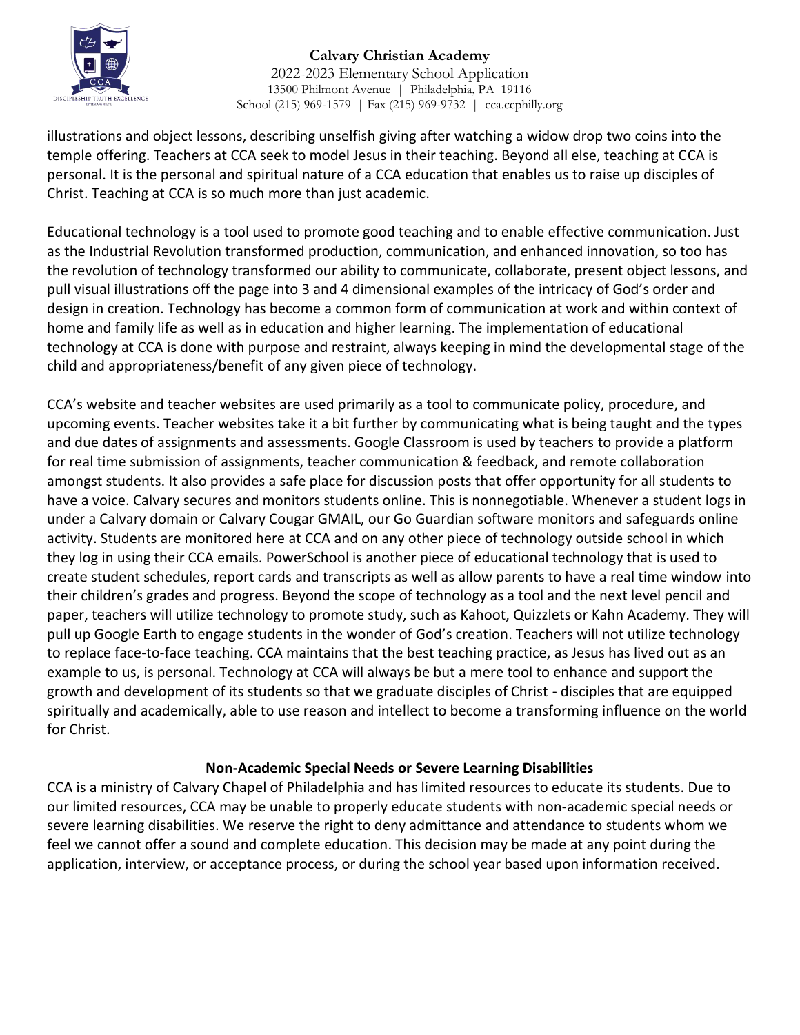illustrations and object lessons, describing unselfish giving after watching a widow drop two coins into the temple offering. Teachers at CCA seek to model Jesus in their teaching. Beyond all else, teaching at CCA is personal. It is the personal and spiritual nature of a CCA education that enables us to raise up disciples of Christ. Teaching at CCA is so much more than just academic.

Educational technology is a tool used to promote good teaching and to enable effective communication. Just as the Industrial Revolution transformed production, communication, and enhanced innovation, so too has the revolution of technology transformed our ability to communicate, collaborate, present object lessons, and pull visual illustrations off the page into 3 and 4 dimensional examples of the intricacy of God's order and design in creation. Technology has become a common form of communication at work and within context of home and family life as well as in education and higher learning. The implementation of educational technology at CCA is done with purpose and restraint, always keeping in mind the developmental stage of the child and appropriateness/benefit of any given piece of technology.

CCA's website and teacher websites are used primarily as a tool to communicate policy, procedure, and upcoming events. Teacher websites take it a bit further by communicating what is being taught and the types and due dates of assignments and assessments. Google Classroom is used by teachers to provide a platform for real time submission of assignments, teacher communication & feedback, and remote collaboration amongst students. It also provides a safe place for discussion posts that offer opportunity for all students to have a voice. Calvary secures and monitors students online. This is nonnegotiable. Whenever a student logs in under a Calvary domain or Calvary Cougar GMAIL, our Go Guardian software monitors and safeguards online activity. Students are monitored here at CCA and on any other piece of technology outside school in which they log in using their CCA emails. PowerSchool is another piece of educational technology that is used to create student schedules, report cards and transcripts as well as allow parents to have a real time window into their children's grades and progress. Beyond the scope of technology as a tool and the next level pencil and paper, teachers will utilize technology to promote study, such as Kahoot, Quizzlets or Kahn Academy. They will pull up Google Earth to engage students in the wonder of God's creation. Teachers will not utilize technology to replace face-to-face teaching. CCA maintains that the best teaching practice, as Jesus has lived out as an example to us, is personal. Technology at CCA will always be but a mere tool to enhance and support the growth and development of its students so that we graduate disciples of Christ - disciples that are equipped spiritually and academically, able to use reason and intellect to become a transforming influence on the world for Christ.

### Non-Academic Special Needs or Severe Learning Disabilities

CCA is a ministry of Calvary Chapel of Philadelphia and has limited resources to educate its students. Due to our limited resources, CCA may be unable to properly educate students with non-academic special needs or severe learning disabilities. We reserve the right to deny admittance and attendance to students whom we feel we cannot offer a sound and complete education. This decision may be made at any point during the application, interview, or acceptance process, or during the school year based upon information received.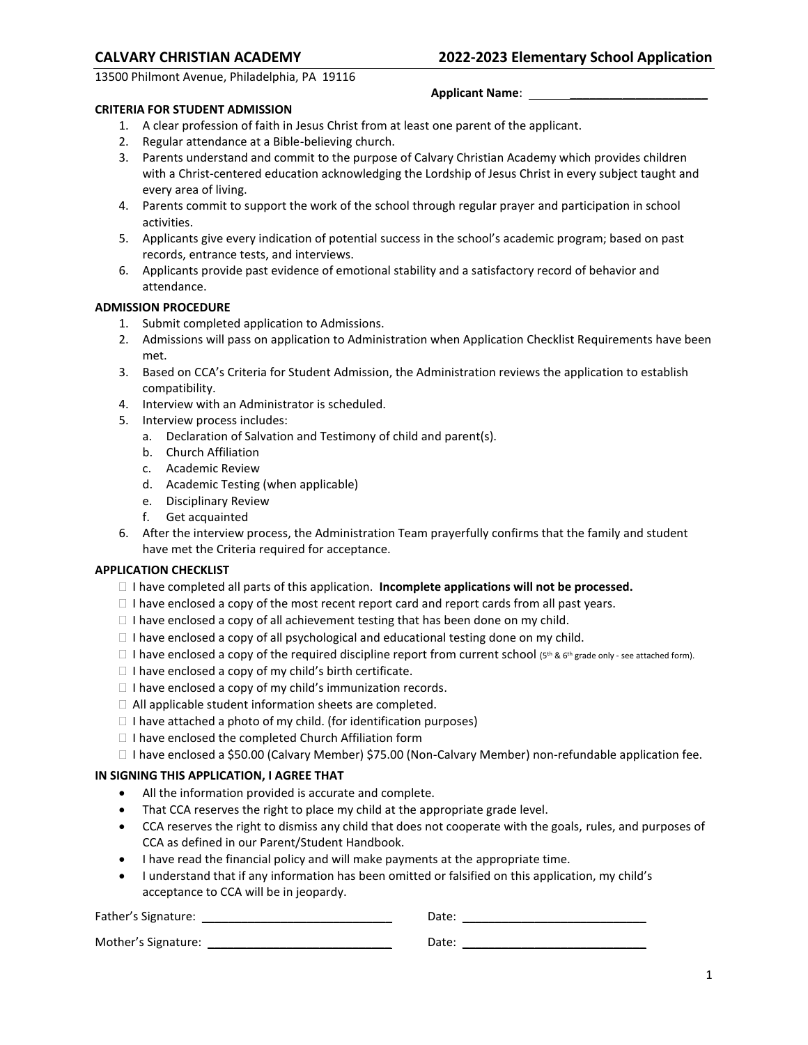# CALVARY CHRISTIAN ACADEMY — 2022-2023 Elementary School Application

13500 Philmont Avenue, Philadelphia, PA 19116

**Applicant Name**: ______________________

### CRITERIA FOR STUDENT ADMISSION

1. A clear profession of faith in Jesus Christ from at least one parent of the applicant.
2. Regular attendance at a Bible-believing church.
3. Parents understand and commit to the purpose of Calvary Christian Academy which provides children with a Christ-centered education acknowledging the Lordship of Jesus Christ in every subject taught and every area of living.
4. Parents commit to support the work of the school through regular prayer and participation in school activities.
5. Applicants give every indication of potential success in the school's academic program; based on past records, entrance tests, and interviews.
6. Applicants provide past evidence of emotional stability and a satisfactory record of behavior and attendance.

### ADMISSION PROCEDURE

1. Submit completed application to Admissions.
2. Admissions will pass on application to Administration when Application Checklist Requirements have been met.
3. Based on CCA's Criteria for Student Admission, the Administration reviews the application to establish compatibility.
4. Interview with an Administrator is scheduled.
5. Interview process includes:
   a. Declaration of Salvation and Testimony of child and parent(s).
   b. Church Affiliation
   c. Academic Review
   d. Academic Testing (when applicable)
   e. Disciplinary Review
   f. Get acquainted
6. After the interview process, the Administration Team prayerfully confirms that the family and student have met the Criteria required for acceptance.

### APPLICATION CHECKLIST

- ☐ I have completed all parts of this application. **Incomplete applications will not be processed.**
- ☐ I have enclosed a copy of the most recent report card and report cards from all past years.
- ☐ I have enclosed a copy of all achievement testing that has been done on my child.
- ☐ I have enclosed a copy of all psychological and educational testing done on my child.
- ☐ I have enclosed a copy of the required discipline report from current school (5th & 6th grade only - see attached form).
- ☐ I have enclosed a copy of my child's birth certificate.
- ☐ I have enclosed a copy of my child's immunization records.
- ☐ All applicable student information sheets are completed.
- ☐ I have attached a photo of my child. (for identification purposes)
- ☐ I have enclosed the completed Church Affiliation form
- ☐ I have enclosed a $50.00 (Calvary Member) $75.00 (Non-Calvary Member) non-refundable application fee.

### IN SIGNING THIS APPLICATION, I AGREE THAT

- All the information provided is accurate and complete.
- That CCA reserves the right to place my child at the appropriate grade level.
- CCA reserves the right to dismiss any child that does not cooperate with the goals, rules, and purposes of CCA as defined in our Parent/Student Handbook.
- I have read the financial policy and will make payments at the appropriate time.
- I understand that if any information has been omitted or falsified on this application, my child's acceptance to CCA will be in jeopardy.

Father's Signature: ____________________________ Date: ____________________________

Mother's Signature: ____________________________ Date: ____________________________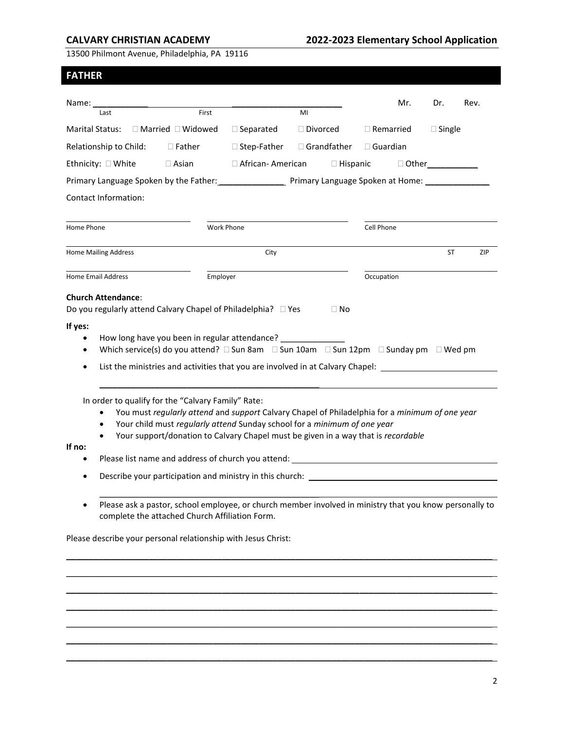**CALVARY CHRISTIAN ACADEMY** **2022-2023 Elementary School Application**

13500 Philmont Avenue, Philadelphia, PA 19116

## FATHER

Name: ____________ ________________________ Mr. Dr. Rev.

Last First MI

Marital Status: ☐ Married ☐ Widowed ☐ Separated ☐ Divorced ☐ Remarried ☐ Single

Relationship to Child: ☐ Father ☐ Step-Father ☐ Grandfather ☐ Guardian

Ethnicity: ☐ White ☐ Asian ☐ African- American ☐ Hispanic ☐ Other___________

Primary Language Spoken by the Father: ______________ Primary Language Spoken at Home: ______________

Contact Information:

Home Phone | Work Phone | Cell Phone

Home Mailing Address | City | ST | ZIP

Home Email Address | Employer | Occupation

**Church Attendance**:

Do you regularly attend Calvary Chapel of Philadelphia? ☐ Yes ☐ No

**If yes:**

- How long have you been in regular attendance? ______________
- Which service(s) do you attend? ☐ Sun 8am ☐ Sun 10am ☐ Sun 12pm ☐ Sunday pm ☐ Wed pm
- List the ministries and activities that you are involved in at Calvary Chapel: ________________________

In order to qualify for the "Calvary Family" Rate:

- You must *regularly attend* and *support* Calvary Chapel of Philadelphia for a *minimum of one year*
- Your child must *regularly attend* Sunday school for a *minimum of one year*
- Your support/donation to Calvary Chapel must be given in a way that is *recordable*

**If no:**

- Please list name and address of church you attend: ________________________
- Describe your participation and ministry in this church: ________________________
- Please ask a pastor, school employee, or church member involved in ministry that you know personally to complete the attached Church Affiliation Form.

Please describe your personal relationship with Jesus Christ:

________________________________________________________________________________

________________________________________________________________________________

________________________________________________________________________________

________________________________________________________________________________

________________________________________________________________________________

________________________________________________________________________________

________________________________________________________________________________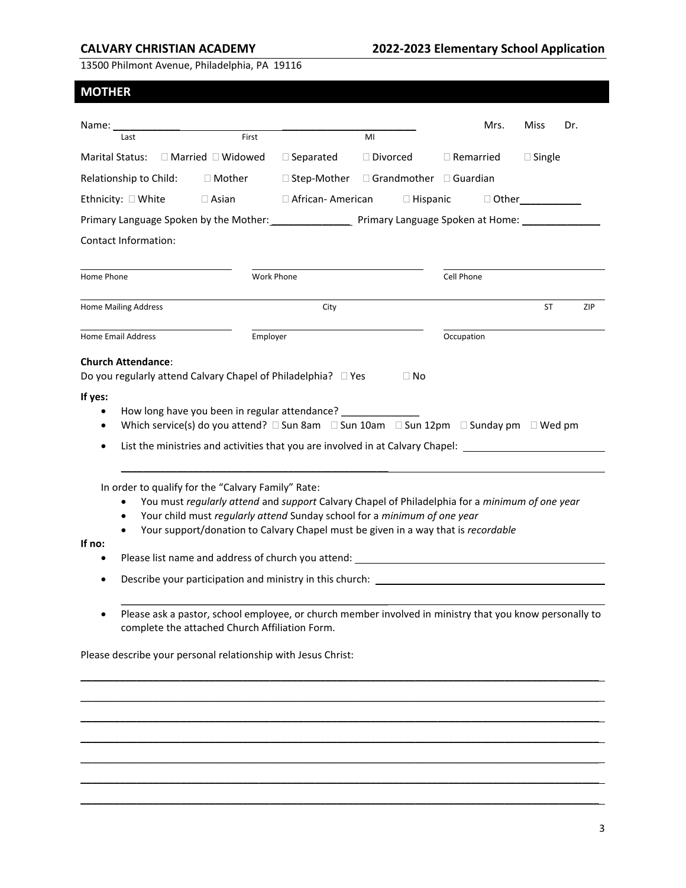## MOTHER

Name: ___________ ___________ ___________ Mrs. Miss Dr.
Last First MI

Marital Status: ☐ Married ☐ Widowed ☐ Separated ☐ Divorced ☐ Remarried ☐ Single

Relationship to Child: ☐ Mother ☐ Step-Mother ☐ Grandmother ☐ Guardian

Ethnicity: ☐ White ☐ Asian ☐ African- American ☐ Hispanic ☐ Other___________

Primary Language Spoken by the Mother: ______________ Primary Language Spoken at Home: ______________

Contact Information:

| Home Phone | Work Phone | Cell Phone |
|---|---|---|

| Home Mailing Address | City | ST | ZIP |
|---|---|---|---|

| Home Email Address | Employer | Occupation |
|---|---|---|

**Church Attendance**:
Do you regularly attend Calvary Chapel of Philadelphia? ☐ Yes ☐ No

**If yes:**

- How long have you been in regular attendance? ______________
- Which service(s) do you attend? ☐ Sun 8am ☐ Sun 10am ☐ Sun 12pm ☐ Sunday pm ☐ Wed pm
- List the ministries and activities that you are involved in at Calvary Chapel: ______________

In order to qualify for the "Calvary Family" Rate:

- You must *regularly attend* and *support* Calvary Chapel of Philadelphia for a *minimum of one year*
- Your child must *regularly attend* Sunday school for a *minimum of one year*
- Your support/donation to Calvary Chapel must be given in a way that is *recordable*

**If no:**

- Please list name and address of church you attend: ______________
- Describe your participation and ministry in this church: ______________
- Please ask a pastor, school employee, or church member involved in ministry that you know personally to complete the attached Church Affiliation Form.

Please describe your personal relationship with Jesus Christ:

______________________________________________________________________________

______________________________________________________________________________

______________________________________________________________________________

______________________________________________________________________________

______________________________________________________________________________

______________________________________________________________________________

______________________________________________________________________________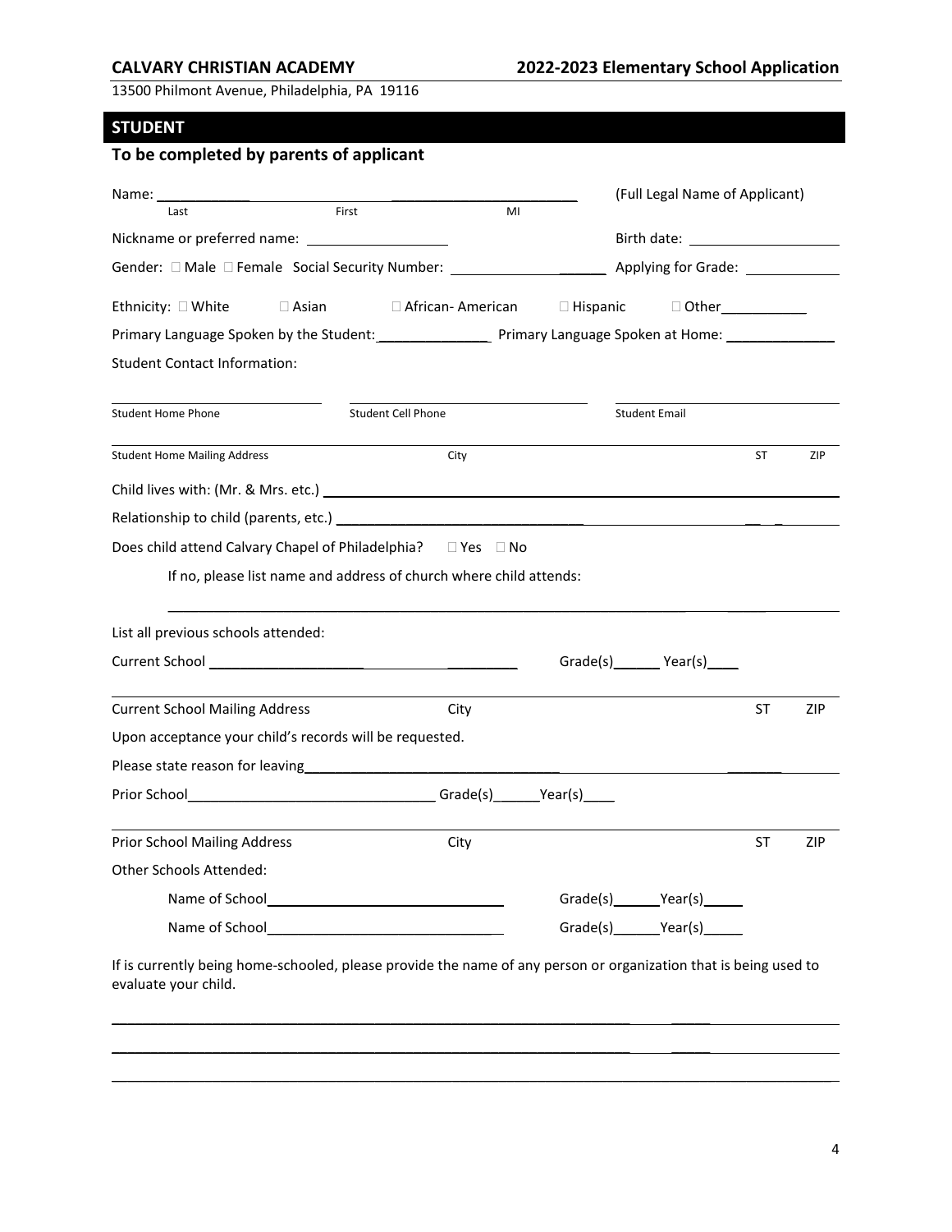**CALVARY CHRISTIAN ACADEMY** **2022-2023 Elementary School Application**

13500 Philmont Avenue, Philadelphia, PA 19116

## STUDENT

### To be completed by parents of applicant

Name: ____________ ________________________ (Full Legal Name of Applicant)
Last First MI

Nickname or preferred name: __________________ Birth date: ____________________

Gender: ☐ Male ☐ Female Social Security Number: ____________________ Applying for Grade: ____________

Ethnicity: ☐ White ☐ Asian ☐ African- American ☐ Hispanic ☐ Other___________

Primary Language Spoken by the Student:______________ Primary Language Spoken at Home: ______________

Student Contact Information:

____________________ ____________________ ____________________
Student Home Phone Student Cell Phone Student Email

________________________________________________________________________
Student Home Mailing Address City ST ZIP

Child lives with: (Mr. & Mrs. etc.) ________________________________________________________________

Relationship to child (parents, etc.) ________________________________________________________________

Does child attend Calvary Chapel of Philadelphia? ☐ Yes ☐ No

If no, please list name and address of church where child attends:

________________________________________________________________________

List all previous schools attended:

Current School ______________________________ Grade(s)______ Year(s)____

________________________________________________________________________
Current School Mailing Address City ST ZIP

Upon acceptance your child's records will be requested.

Please state reason for leaving________________________________________________________________

Prior School_______________________________ Grade(s)______Year(s)____

________________________________________________________________________
Prior School Mailing Address City ST ZIP

Other Schools Attended:

Name of School______________________________ Grade(s)______Year(s)_____

Name of School______________________________ Grade(s)______Year(s)_____

If is currently being home-schooled, please provide the name of any person or organization that is being used to evaluate your child.

________________________________________________________________________

________________________________________________________________________

________________________________________________________________________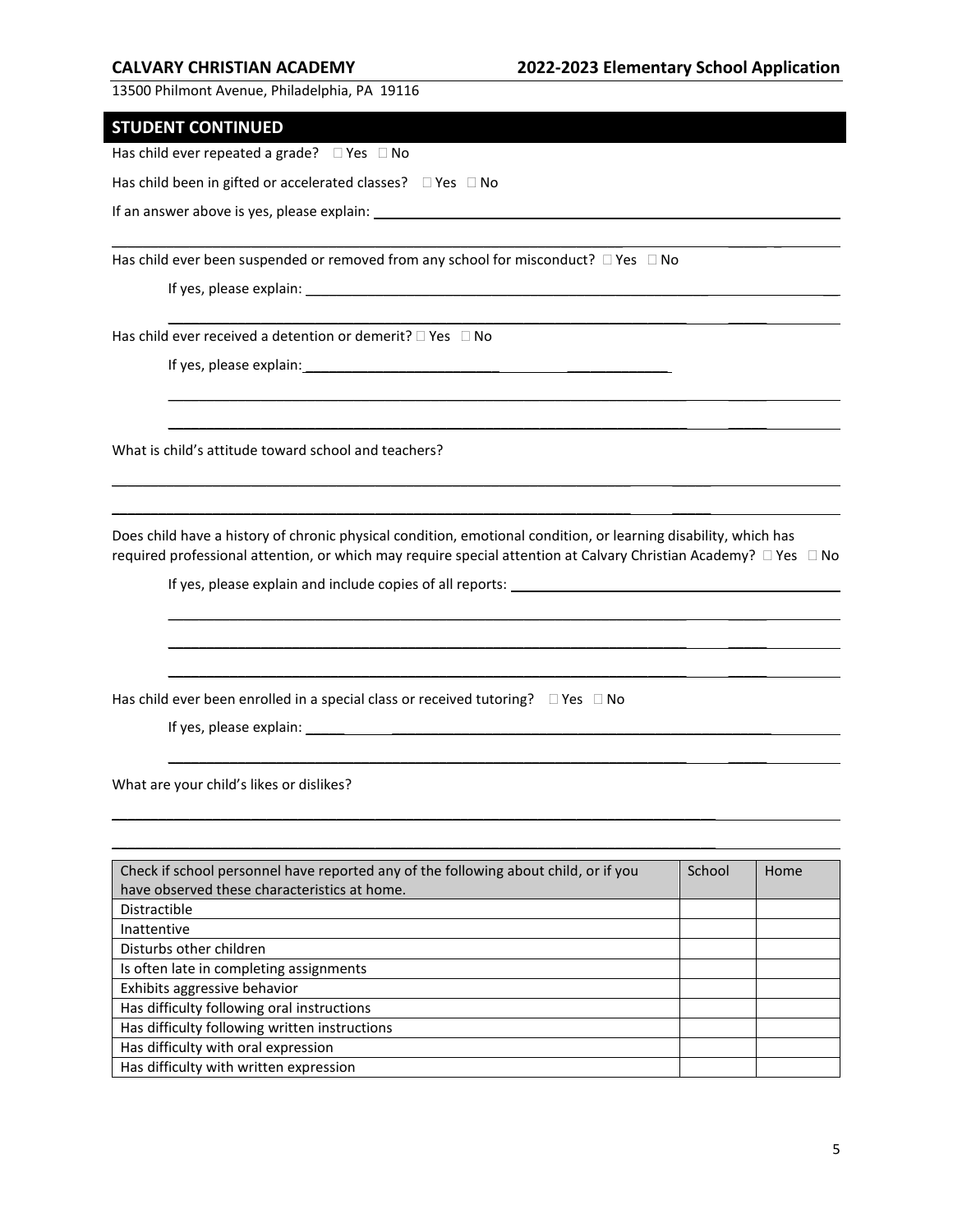## STUDENT CONTINUED

Has child ever repeated a grade? ☐ Yes ☐ No

Has child been in gifted or accelerated classes? ☐ Yes ☐ No

If an answer above is yes, please explain: ___________________________________________

___________________________________________________________________________

Has child ever been suspended or removed from any school for misconduct? ☐ Yes ☐ No

If yes, please explain: ___________________________________________________________

___________________________________________________________________________

Has child ever received a detention or demerit? ☐ Yes ☐ No

If yes, please explain: ___________________________________________

___________________________________________________________________________

___________________________________________________________________________

What is child's attitude toward school and teachers?

___________________________________________________________________________

___________________________________________________________________________

Does child have a history of chronic physical condition, emotional condition, or learning disability, which has required professional attention, or which may require special attention at Calvary Christian Academy? ☐ Yes ☐ No

If yes, please explain and include copies of all reports: ____________________________

___________________________________________________________________________

___________________________________________________________________________

___________________________________________________________________________

Has child ever been enrolled in a special class or received tutoring? ☐ Yes ☐ No

If yes, please explain: ___________________________________________________________

___________________________________________________________________________

What are your child's likes or dislikes?

___________________________________________________________________________

___________________________________________________________________________

| Check if school personnel have reported any of the following about child, or if you have observed these characteristics at home. | School | Home |
|---|---|---|
| Distractible | | |
| Inattentive | | |
| Disturbs other children | | |
| Is often late in completing assignments | | |
| Exhibits aggressive behavior | | |
| Has difficulty following oral instructions | | |
| Has difficulty following written instructions | | |
| Has difficulty with oral expression | | |
| Has difficulty with written expression | | |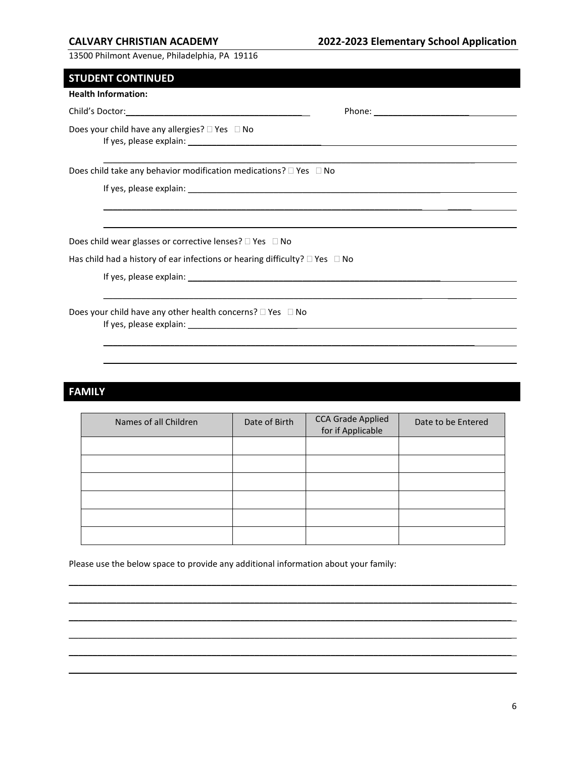## STUDENT CONTINUED

**Health Information:**

Child's Doctor:________________________________________ Phone: ______________________

Does your child have any allergies? ☐ Yes ☐ No

If yes, please explain: ____________________________________________________________

____________________________________________________________

Does child take any behavior modification medications? ☐ Yes ☐ No

If yes, please explain: ____________________________________________________________

____________________________________________________________

____________________________________________________________

Does child wear glasses or corrective lenses? ☐ Yes ☐ No

Has child had a history of ear infections or hearing difficulty? ☐ Yes ☐ No

If yes, please explain: ____________________________________________________________

____________________________________________________________

Does your child have any other health concerns? ☐ Yes ☐ No

If yes, please explain: ____________________________________________________________

____________________________________________________________

____________________________________________________________

## FAMILY

| Names of all Children | Date of Birth | CCA Grade Applied for if Applicable | Date to be Entered |
|---|---|---|---|
| | | | |
| | | | |
| | | | |
| | | | |
| | | | |
| | | | |

Please use the below space to provide any additional information about your family:

____________________________________________________________

____________________________________________________________

____________________________________________________________

____________________________________________________________

____________________________________________________________

____________________________________________________________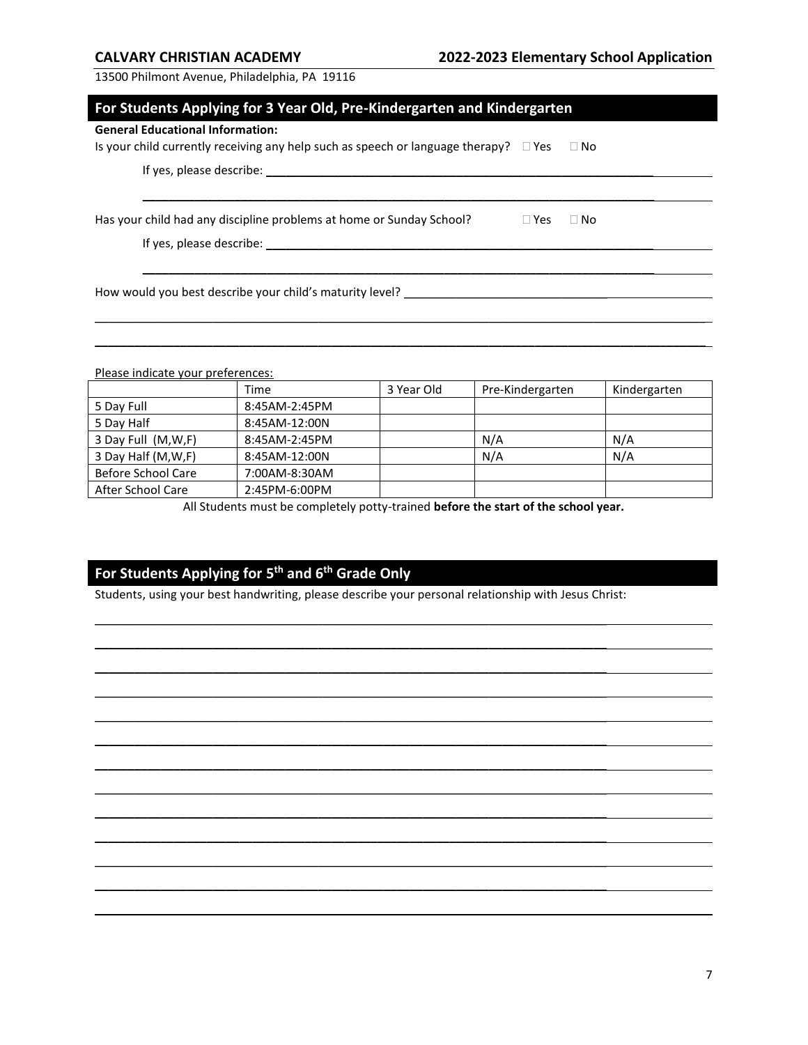## For Students Applying for 3 Year Old, Pre-Kindergarten and Kindergarten

**General Educational Information:**

Is your child currently receiving any help such as speech or language therapy? ☐ Yes ☐ No

If yes, please describe: ___________________________________________________________________

___________________________________________________________________

Has your child had any discipline problems at home or Sunday School? ☐ Yes ☐ No

If yes, please describe: ___________________________________________________________________

___________________________________________________________________

How would you best describe your child's maturity level? _______________________________________________

___________________________________________________________________________________

___________________________________________________________________________________

Please indicate your preferences:

| | Time | 3 Year Old | Pre-Kindergarten | Kindergarten |
|---|---|---|---|---|
| 5 Day Full | 8:45AM-2:45PM | | | |
| 5 Day Half | 8:45AM-12:00N | | | |
| 3 Day Full (M,W,F) | 8:45AM-2:45PM | | N/A | N/A |
| 3 Day Half (M,W,F) | 8:45AM-12:00N | | N/A | N/A |
| Before School Care | 7:00AM-8:30AM | | | |
| After School Care | 2:45PM-6:00PM | | | |

All Students must be completely potty-trained **before the start of the school year.**

## For Students Applying for 5th and 6th Grade Only

Students, using your best handwriting, please describe your personal relationship with Jesus Christ:

___________________________________________________________________________________

___________________________________________________________________________________

___________________________________________________________________________________

___________________________________________________________________________________

___________________________________________________________________________________

___________________________________________________________________________________

___________________________________________________________________________________

___________________________________________________________________________________

___________________________________________________________________________________

___________________________________________________________________________________

___________________________________________________________________________________

___________________________________________________________________________________

___________________________________________________________________________________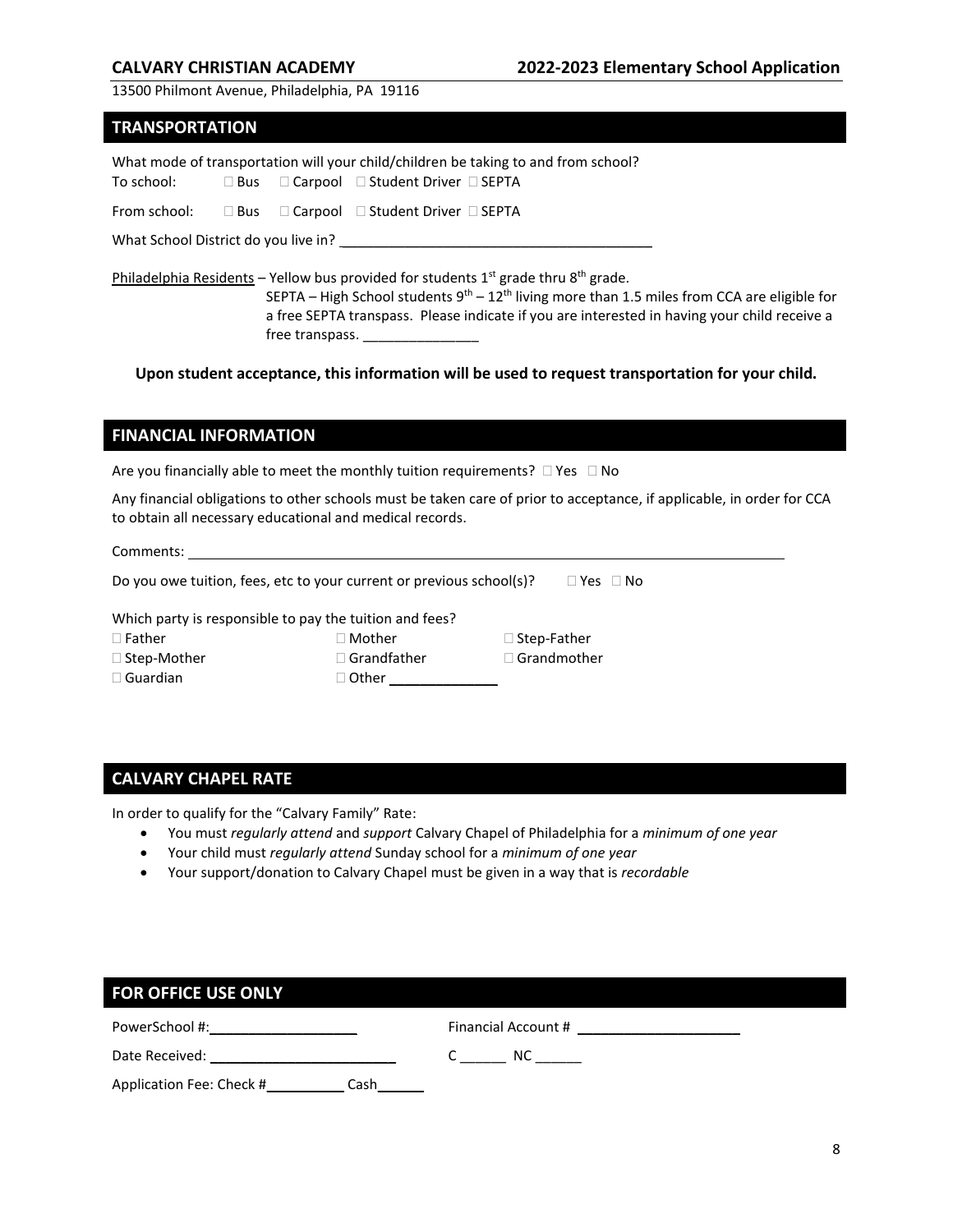## TRANSPORTATION

What mode of transportation will your child/children be taking to and from school?

To school: ☐ Bus ☐ Carpool ☐ Student Driver ☐ SEPTA

From school: ☐ Bus ☐ Carpool ☐ Student Driver ☐ SEPTA

What School District do you live in? ________________________________________

Philadelphia Residents – Yellow bus provided for students 1st grade thru 8th grade.

SEPTA – High School students 9th – 12th living more than 1.5 miles from CCA are eligible for a free SEPTA transpass. Please indicate if you are interested in having your child receive a free transpass. _______________

**Upon student acceptance, this information will be used to request transportation for your child.**

## FINANCIAL INFORMATION

Are you financially able to meet the monthly tuition requirements? ☐ Yes ☐ No

Any financial obligations to other schools must be taken care of prior to acceptance, if applicable, in order for CCA to obtain all necessary educational and medical records.

Comments: ________________________________________________________________________

Do you owe tuition, fees, etc to your current or previous school(s)? ☐ Yes ☐ No

Which party is responsible to pay the tuition and fees?

☐ Father ☐ Mother ☐ Step-Father
☐ Step-Mother ☐ Grandfather ☐ Grandmother
☐ Guardian ☐ Other ______________

## CALVARY CHAPEL RATE

In order to qualify for the "Calvary Family" Rate:

- You must *regularly attend* and *support* Calvary Chapel of Philadelphia for a *minimum of one year*
- Your child must *regularly attend* Sunday school for a *minimum of one year*
- Your support/donation to Calvary Chapel must be given in a way that is *recordable*

## FOR OFFICE USE ONLY

PowerSchool #: ___________________ Financial Account # _____________________

Date Received: ________________________ C ______ NC ______

Application Fee: Check # __________ Cash ______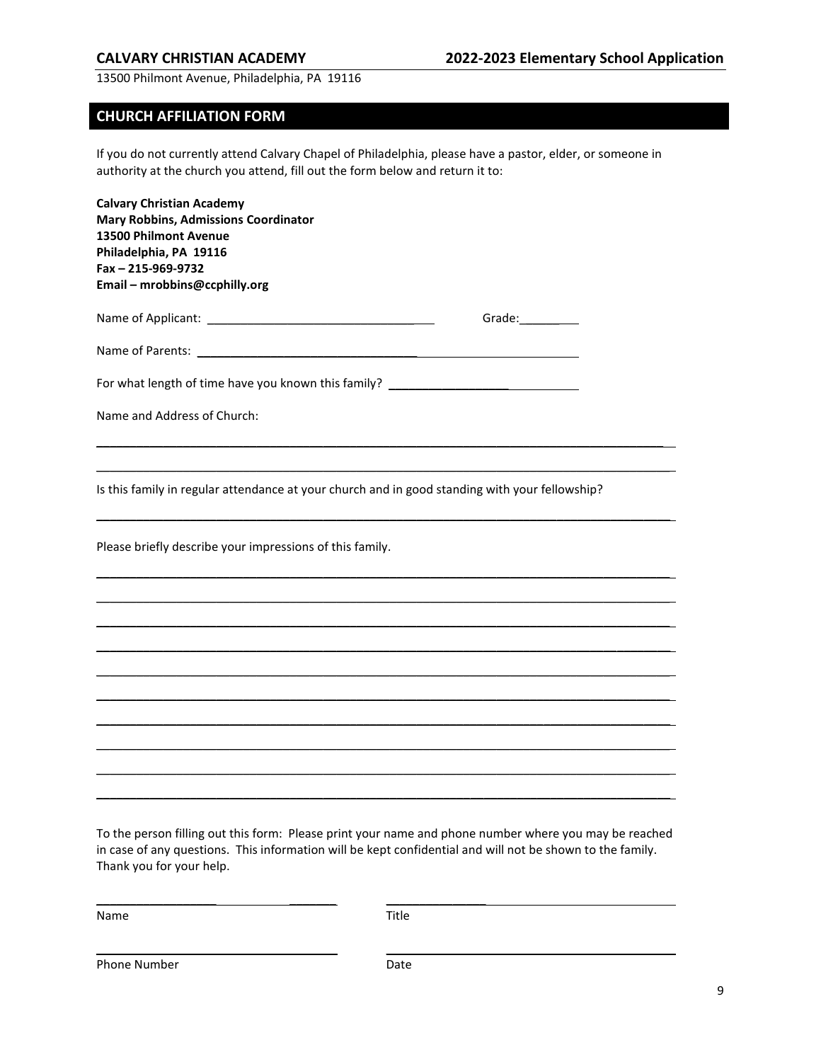## CHURCH AFFILIATION FORM

If you do not currently attend Calvary Chapel of Philadelphia, please have a pastor, elder, or someone in authority at the church you attend, fill out the form below and return it to:

**Calvary Christian Academy**
**Mary Robbins, Admissions Coordinator**
**13500 Philmont Avenue**
**Philadelphia, PA 19116**
**Fax – 215-969-9732**
**Email – mrobbins@ccphilly.org**

Name of Applicant: ________________________________ Grade:________

Name of Parents: ________________________________________________

For what length of time have you known this family? ____________________

Name and Address of Church:

______________________________________________________________________________

______________________________________________________________________________

Is this family in regular attendance at your church and in good standing with your fellowship?

______________________________________________________________________________

Please briefly describe your impressions of this family.

______________________________________________________________________________

______________________________________________________________________________

______________________________________________________________________________

______________________________________________________________________________

______________________________________________________________________________

______________________________________________________________________________

______________________________________________________________________________

______________________________________________________________________________

______________________________________________________________________________

______________________________________________________________________________

To the person filling out this form: Please print your name and phone number where you may be reached in case of any questions. This information will be kept confidential and will not be shown to the family. Thank you for your help.

________________________________ ________________________________
Name Title

________________________________ ________________________________
Phone Number Date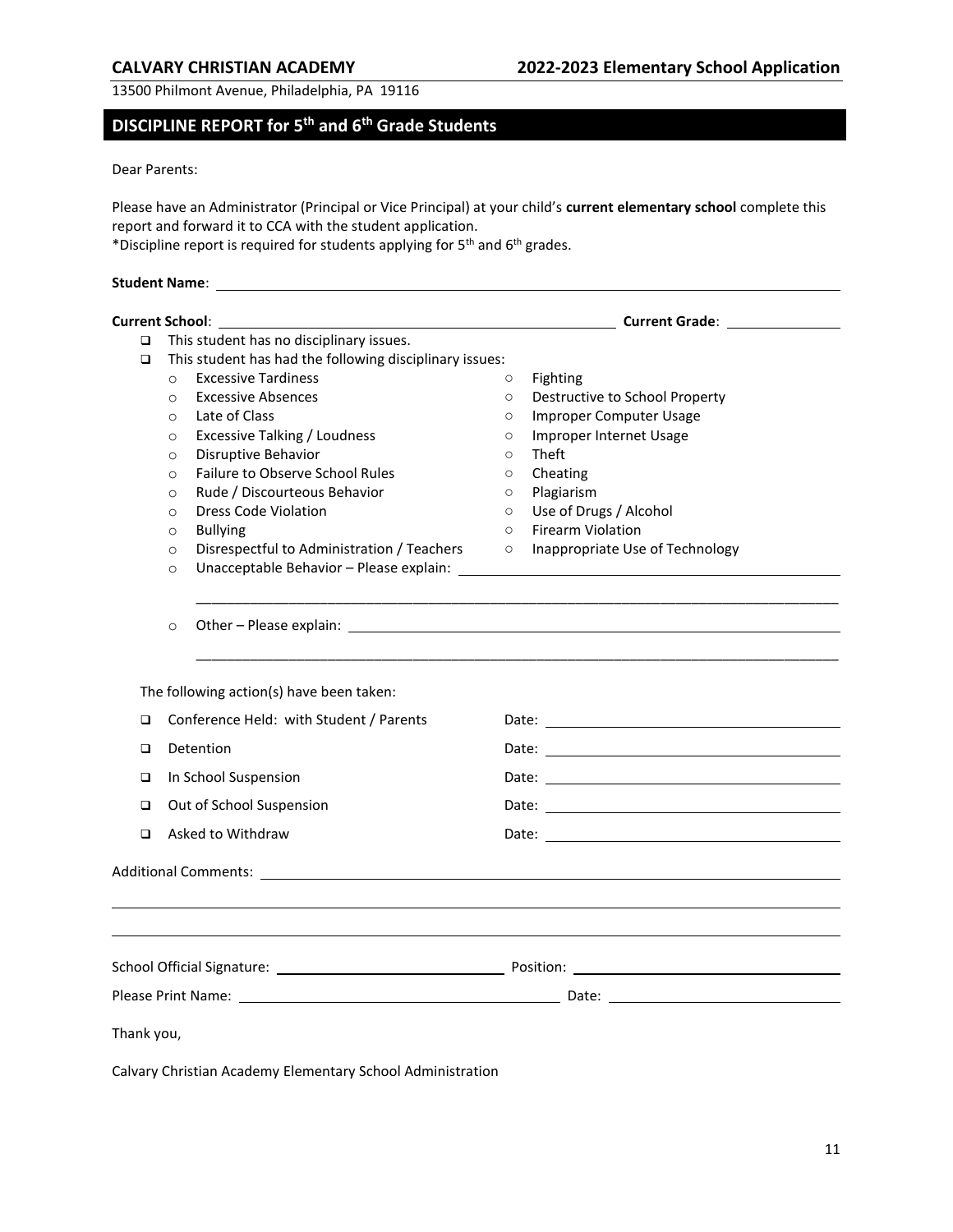**CALVARY CHRISTIAN ACADEMY** **2022-2023 Elementary School Application**

13500 Philmont Avenue, Philadelphia, PA 19116

## DISCIPLINE REPORT for 5th and 6th Grade Students

Dear Parents:

Please have an Administrator (Principal or Vice Principal) at your child's **current elementary school** complete this report and forward it to CCA with the student application.
*Discipline report is required for students applying for 5th and 6th grades.

**Student Name**: ______________________________

**Current School**: ______________________________ **Current Grade**: ______________

- ❑ This student has no disciplinary issues.
- ❑ This student has had the following disciplinary issues:
  - ○ Excessive Tardiness
  - ○ Excessive Absences
  - ○ Late of Class
  - ○ Excessive Talking / Loudness
  - ○ Disruptive Behavior
  - ○ Failure to Observe School Rules
  - ○ Rude / Discourteous Behavior
  - ○ Dress Code Violation
  - ○ Bullying
  - ○ Disrespectful to Administration / Teachers
  - ○ Fighting
  - ○ Destructive to School Property
  - ○ Improper Computer Usage
  - ○ Improper Internet Usage
  - ○ Theft
  - ○ Cheating
  - ○ Plagiarism
  - ○ Use of Drugs / Alcohol
  - ○ Firearm Violation
  - ○ Inappropriate Use of Technology
  - ○ Unacceptable Behavior – Please explain: ______________________________
  - ○ Other – Please explain: ______________________________

The following action(s) have been taken:

- ❑ Conference Held: with Student / Parents Date: ______________
- ❑ Detention Date: ______________
- ❑ In School Suspension Date: ______________
- ❑ Out of School Suspension Date: ______________
- ❑ Asked to Withdraw Date: ______________

Additional Comments: ______________________________

School Official Signature: ______________________ Position: ______________________

Please Print Name: ______________________ Date: ______________________

Thank you,

Calvary Christian Academy Elementary School Administration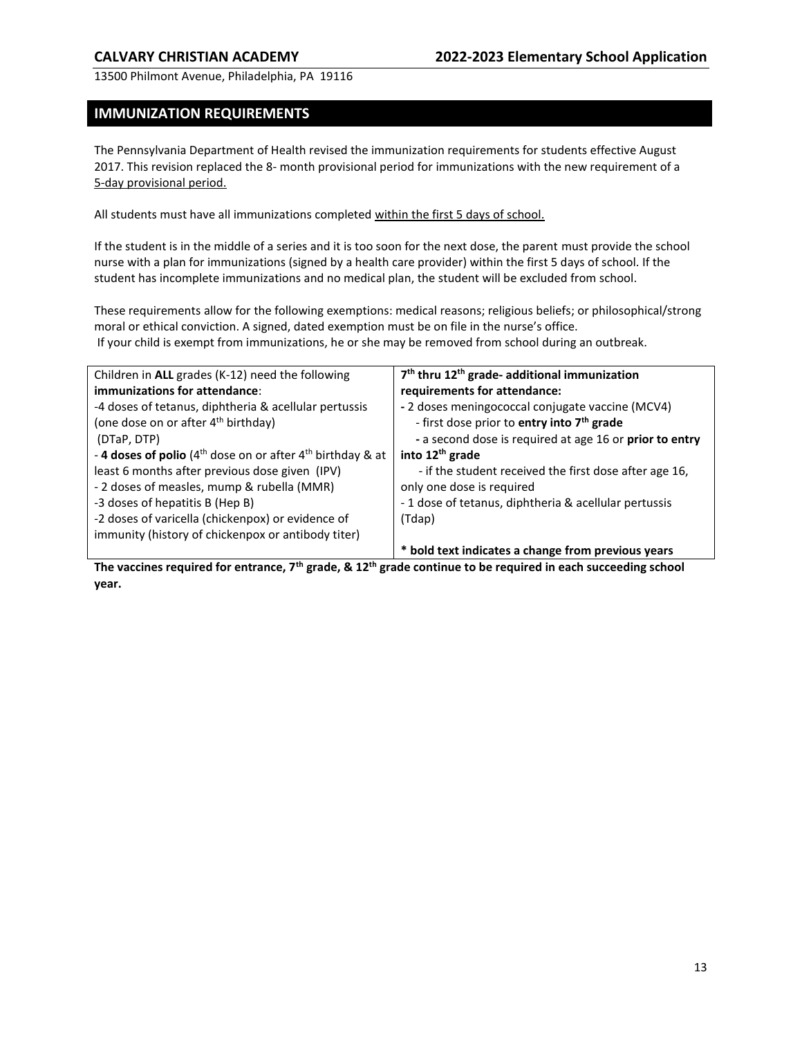## IMMUNIZATION REQUIREMENTS

The Pennsylvania Department of Health revised the immunization requirements for students effective August 2017. This revision replaced the 8- month provisional period for immunizations with the new requirement of a 5-day provisional period.

All students must have all immunizations completed within the first 5 days of school.

If the student is in the middle of a series and it is too soon for the next dose, the parent must provide the school nurse with a plan for immunizations (signed by a health care provider) within the first 5 days of school. If the student has incomplete immunizations and no medical plan, the student will be excluded from school.

These requirements allow for the following exemptions: medical reasons; religious beliefs; or philosophical/strong moral or ethical conviction. A signed, dated exemption must be on file in the nurse's office.
If your child is exempt from immunizations, he or she may be removed from school during an outbreak.

| Children in **ALL** grades (K-12) need the following **immunizations for attendance**: | **7th thru 12th grade- additional immunization requirements for attendance:** |
|---|---|
| -4 doses of tetanus, diphtheria & acellular pertussis (one dose on or after 4th birthday) (DTaP, DTP)<br>- **4 doses of polio** (4th dose on or after 4th birthday & at least 6 months after previous dose given (IPV)<br>- 2 doses of measles, mump & rubella (MMR)<br>-3 doses of hepatitis B (Hep B)<br>-2 doses of varicella (chickenpox) or evidence of immunity (history of chickenpox or antibody titer) | **-** 2 doses meningococcal conjugate vaccine (MCV4)<br>- first dose prior to **entry into 7th grade**<br>**-** a second dose is required at age 16 or **prior to entry into 12th grade**<br>- if the student received the first dose after age 16, only one dose is required<br>- 1 dose of tetanus, diphtheria & acellular pertussis (Tdap)<br><br>**\* bold text indicates a change from previous years** |

**The vaccines required for entrance, 7th grade, & 12th grade continue to be required in each succeeding school year.**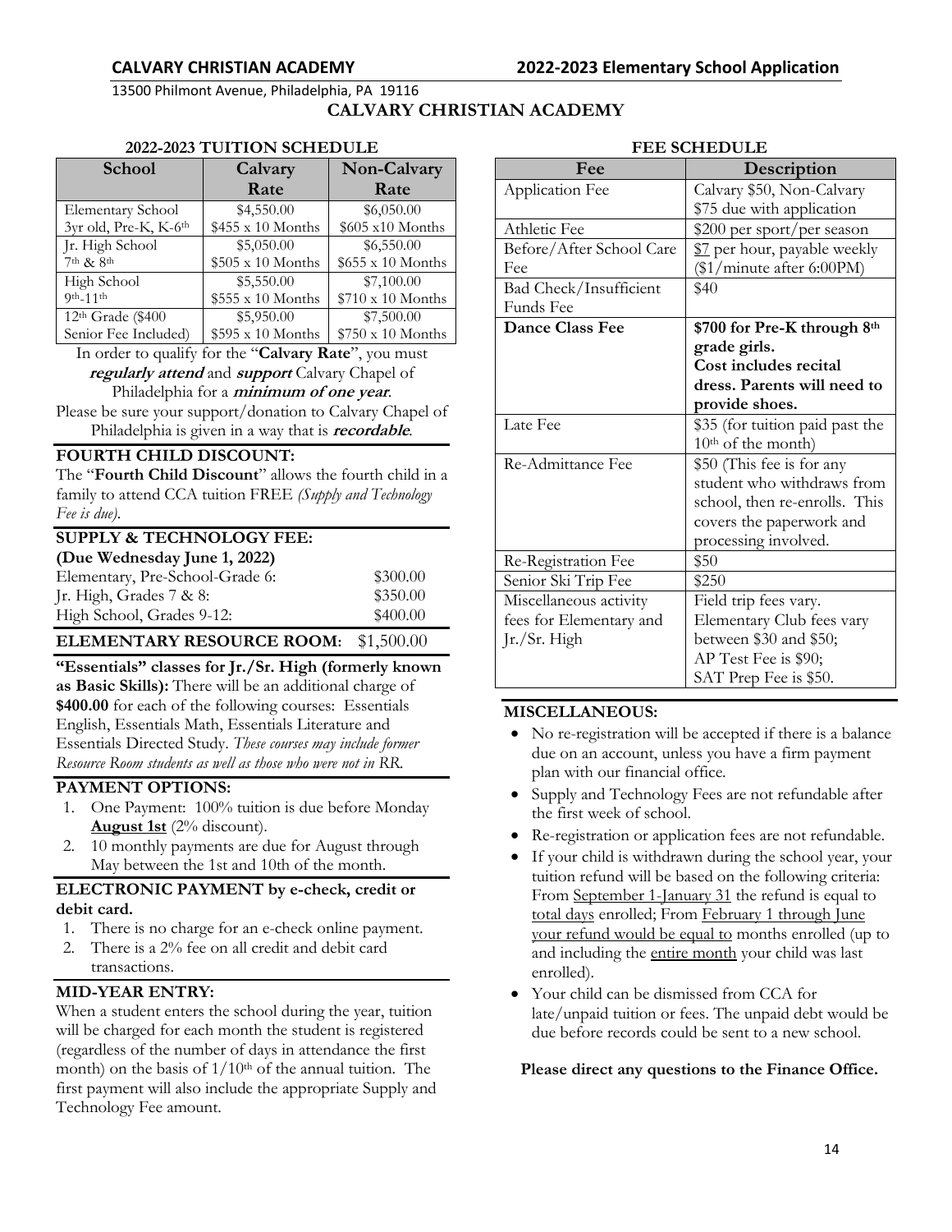13500 Philmont Avenue, Philadelphia, PA 19116

# CALVARY CHRISTIAN ACADEMY

### 2022-2023 TUITION SCHEDULE

| School | Calvary Rate | Non-Calvary Rate |
|---|---|---|
| Elementary School<br>3yr old, Pre-K, K-6th | \$4,550.00<br>\$455 x 10 Months | \$6,050.00<br>\$605 x10 Months |
| Jr. High School<br>7th & 8th | \$5,050.00<br>\$505 x 10 Months | \$6,550.00<br>\$655 x 10 Months |
| High School<br>9th-11th | \$5,550.00<br>\$555 x 10 Months | \$7,100.00<br>\$710 x 10 Months |
| 12th Grade (\$400 Senior Fee Included) | \$5,950.00<br>\$595 x 10 Months | \$7,500.00<br>\$750 x 10 Months |

In order to qualify for the "**Calvary Rate**", you must ***regularly attend*** and ***support*** Calvary Chapel of Philadelphia for a ***minimum of one year***.

Please be sure your support/donation to Calvary Chapel of Philadelphia is given in a way that is ***recordable***.

### FOURTH CHILD DISCOUNT:

The "**Fourth Child Discount**" allows the fourth child in a family to attend CCA tuition FREE *(Supply and Technology Fee is due)*.

### SUPPLY & TECHNOLOGY FEE:

**(Due Wednesday June 1, 2022)**

| | |
|---|---|
| Elementary, Pre-School-Grade 6: | \$300.00 |
| Jr. High, Grades 7 & 8: | \$350.00 |
| High School, Grades 9-12: | \$400.00 |

### ELEMENTARY RESOURCE ROOM: \$1,500.00

**"Essentials" classes for Jr./Sr. High (formerly known as Basic Skills):** There will be an additional charge of **\$400.00** for each of the following courses: Essentials English, Essentials Math, Essentials Literature and Essentials Directed Study. *These courses may include former Resource Room students as well as those who were not in RR.*

### PAYMENT OPTIONS:

1. One Payment: 100% tuition is due before Monday **August 1st** (2% discount).
2. 10 monthly payments are due for August through May between the 1st and 10th of the month.

### ELECTRONIC PAYMENT by e-check, credit or debit card.

1. There is no charge for an e-check online payment.
2. There is a 2% fee on all credit and debit card transactions.

### MID-YEAR ENTRY:

When a student enters the school during the year, tuition will be charged for each month the student is registered (regardless of the number of days in attendance the first month) on the basis of 1/10th of the annual tuition. The first payment will also include the appropriate Supply and Technology Fee amount.

### FEE SCHEDULE

| Fee | Description |
|---|---|
| Application Fee | Calvary \$50, Non-Calvary \$75 due with application |
| Athletic Fee | \$200 per sport/per season |
| Before/After School Care Fee | \$7 per hour, payable weekly (\$1/minute after 6:00PM) |
| Bad Check/Insufficient Funds Fee | \$40 |
| **Dance Class Fee** | **\$700 for Pre-K through 8th grade girls. Cost includes recital dress. Parents will need to provide shoes.** |
| Late Fee | \$35 (for tuition paid past the 10th of the month) |
| Re-Admittance Fee | \$50 (This fee is for any student who withdraws from school, then re-enrolls. This covers the paperwork and processing involved. |
| Re-Registration Fee | \$50 |
| Senior Ski Trip Fee | \$250 |
| Miscellaneous activity fees for Elementary and Jr./Sr. High | Field trip fees vary. Elementary Club fees vary between \$30 and \$50; AP Test Fee is \$90; SAT Prep Fee is \$50. |

### MISCELLANEOUS:

- No re-registration will be accepted if there is a balance due on an account, unless you have a firm payment plan with our financial office.
- Supply and Technology Fees are not refundable after the first week of school.
- Re-registration or application fees are not refundable.
- If your child is withdrawn during the school year, your tuition refund will be based on the following criteria: From September 1-January 31 the refund is equal to total days enrolled; From February 1 through June your refund would be equal to months enrolled (up to and including the entire month your child was last enrolled).
- Your child can be dismissed from CCA for late/unpaid tuition or fees. The unpaid debt would be due before records could be sent to a new school.

**Please direct any questions to the Finance Office.**